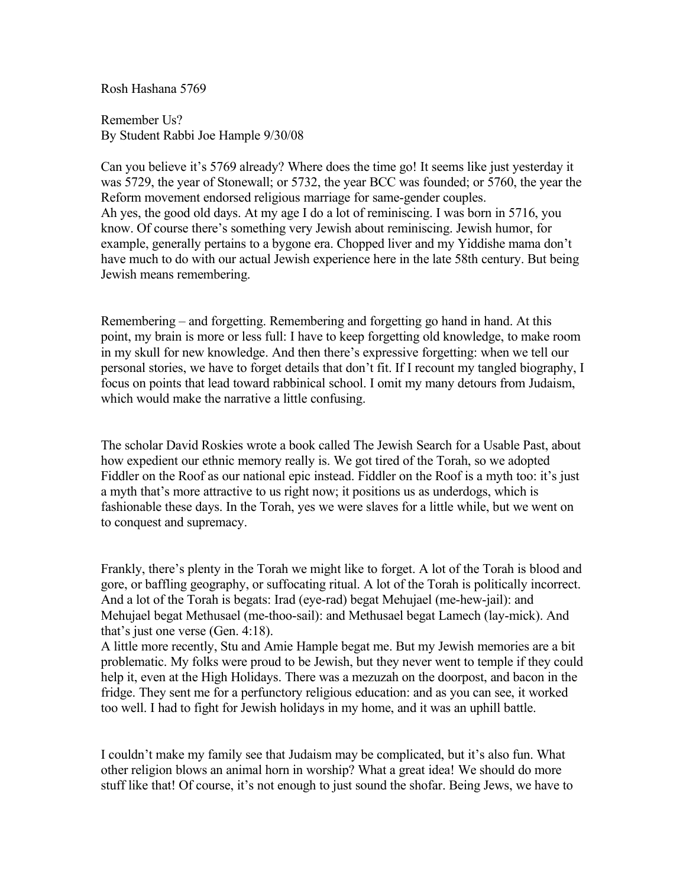Rosh Hashana 5769

Remember Us?
By Student Rabbi Joe Hample 9/30/08

Can you believe it's 5769 already? Where does the time go! It seems like just yesterday it was 5729, the year of Stonewall; or 5732, the year BCC was founded; or 5760, the year the Reform movement endorsed religious marriage for same-gender couples.
Ah yes, the good old days. At my age I do a lot of reminiscing. I was born in 5716, you know. Of course there's something very Jewish about reminiscing. Jewish humor, for example, generally pertains to a bygone era. Chopped liver and my Yiddishe mama don't have much to do with our actual Jewish experience here in the late 58th century. But being Jewish means remembering.

Remembering – and forgetting. Remembering and forgetting go hand in hand. At this point, my brain is more or less full: I have to keep forgetting old knowledge, to make room in my skull for new knowledge. And then there's expressive forgetting: when we tell our personal stories, we have to forget details that don't fit. If I recount my tangled biography, I focus on points that lead toward rabbinical school. I omit my many detours from Judaism, which would make the narrative a little confusing.

The scholar David Roskies wrote a book called The Jewish Search for a Usable Past, about how expedient our ethnic memory really is. We got tired of the Torah, so we adopted Fiddler on the Roof as our national epic instead. Fiddler on the Roof is a myth too: it's just a myth that's more attractive to us right now; it positions us as underdogs, which is fashionable these days. In the Torah, yes we were slaves for a little while, but we went on to conquest and supremacy.

Frankly, there's plenty in the Torah we might like to forget. A lot of the Torah is blood and gore, or baffling geography, or suffocating ritual. A lot of the Torah is politically incorrect. And a lot of the Torah is begats: Irad (eye-rad) begat Mehujael (me-hew-jail): and Mehujael begat Methusael (me-thoo-sail): and Methusael begat Lamech (lay-mick). And that's just one verse (Gen. 4:18).
A little more recently, Stu and Amie Hample begat me. But my Jewish memories are a bit problematic. My folks were proud to be Jewish, but they never went to temple if they could help it, even at the High Holidays. There was a mezuzah on the doorpost, and bacon in the fridge. They sent me for a perfunctory religious education: and as you can see, it worked too well. I had to fight for Jewish holidays in my home, and it was an uphill battle.

I couldn't make my family see that Judaism may be complicated, but it's also fun. What other religion blows an animal horn in worship? What a great idea! We should do more stuff like that! Of course, it's not enough to just sound the shofar. Being Jews, we have to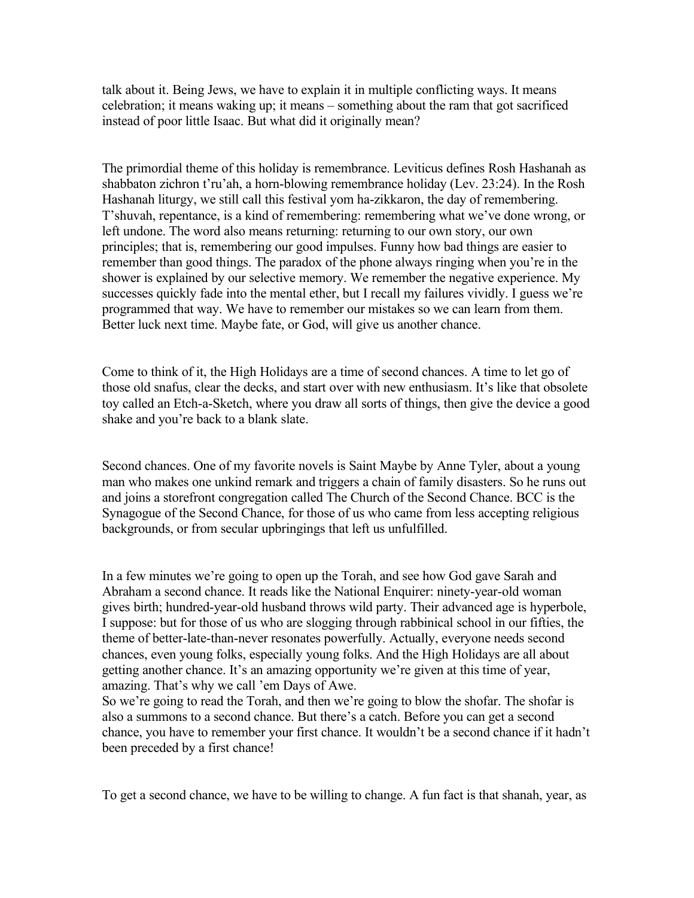talk about it. Being Jews, we have to explain it in multiple conflicting ways. It means celebration; it means waking up; it means – something about the ram that got sacrificed instead of poor little Isaac. But what did it originally mean?

The primordial theme of this holiday is remembrance. Leviticus defines Rosh Hashanah as shabbaton zichron t'ru'ah, a horn-blowing remembrance holiday (Lev. 23:24). In the Rosh Hashanah liturgy, we still call this festival yom ha-zikkaron, the day of remembering. T'shuvah, repentance, is a kind of remembering: remembering what we've done wrong, or left undone. The word also means returning: returning to our own story, our own principles; that is, remembering our good impulses. Funny how bad things are easier to remember than good things. The paradox of the phone always ringing when you're in the shower is explained by our selective memory. We remember the negative experience. My successes quickly fade into the mental ether, but I recall my failures vividly. I guess we're programmed that way. We have to remember our mistakes so we can learn from them. Better luck next time. Maybe fate, or God, will give us another chance.

Come to think of it, the High Holidays are a time of second chances. A time to let go of those old snafus, clear the decks, and start over with new enthusiasm. It's like that obsolete toy called an Etch-a-Sketch, where you draw all sorts of things, then give the device a good shake and you're back to a blank slate.

Second chances. One of my favorite novels is Saint Maybe by Anne Tyler, about a young man who makes one unkind remark and triggers a chain of family disasters. So he runs out and joins a storefront congregation called The Church of the Second Chance. BCC is the Synagogue of the Second Chance, for those of us who came from less accepting religious backgrounds, or from secular upbringings that left us unfulfilled.

In a few minutes we're going to open up the Torah, and see how God gave Sarah and Abraham a second chance. It reads like the National Enquirer: ninety-year-old woman gives birth; hundred-year-old husband throws wild party. Their advanced age is hyperbole, I suppose: but for those of us who are slogging through rabbinical school in our fifties, the theme of better-late-than-never resonates powerfully. Actually, everyone needs second chances, even young folks, especially young folks. And the High Holidays are all about getting another chance. It's an amazing opportunity we're given at this time of year, amazing. That's why we call 'em Days of Awe.
So we're going to read the Torah, and then we're going to blow the shofar. The shofar is also a summons to a second chance. But there's a catch. Before you can get a second chance, you have to remember your first chance. It wouldn't be a second chance if it hadn't been preceded by a first chance!

To get a second chance, we have to be willing to change. A fun fact is that shanah, year, as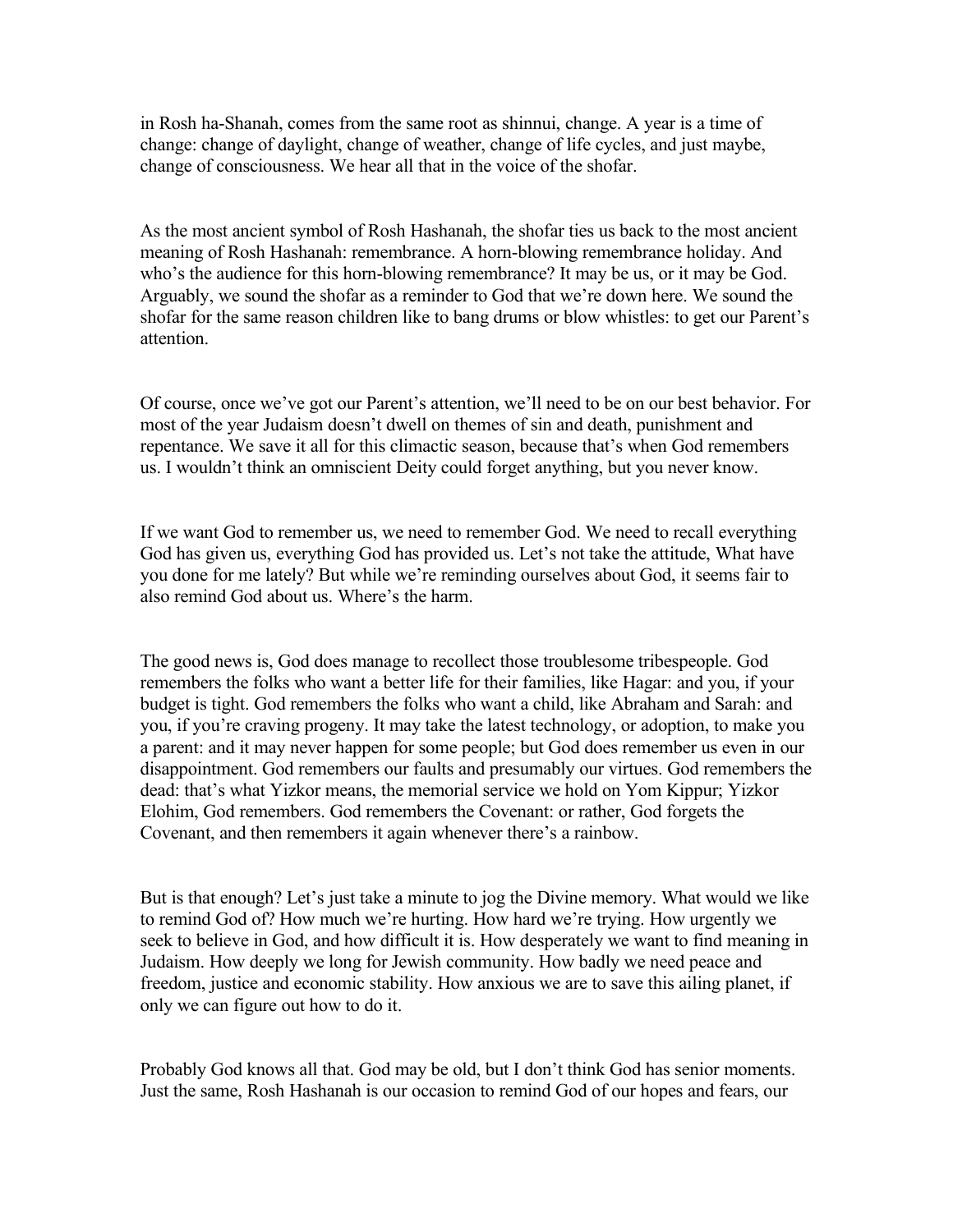in Rosh ha-Shanah, comes from the same root as shinnui, change. A year is a time of change: change of daylight, change of weather, change of life cycles, and just maybe, change of consciousness. We hear all that in the voice of the shofar.

As the most ancient symbol of Rosh Hashanah, the shofar ties us back to the most ancient meaning of Rosh Hashanah: remembrance. A horn-blowing remembrance holiday. And who's the audience for this horn-blowing remembrance? It may be us, or it may be God. Arguably, we sound the shofar as a reminder to God that we're down here. We sound the shofar for the same reason children like to bang drums or blow whistles: to get our Parent's attention.

Of course, once we've got our Parent's attention, we'll need to be on our best behavior. For most of the year Judaism doesn't dwell on themes of sin and death, punishment and repentance. We save it all for this climactic season, because that's when God remembers us. I wouldn't think an omniscient Deity could forget anything, but you never know.

If we want God to remember us, we need to remember God. We need to recall everything God has given us, everything God has provided us. Let's not take the attitude, What have you done for me lately? But while we're reminding ourselves about God, it seems fair to also remind God about us. Where's the harm.

The good news is, God does manage to recollect those troublesome tribespeople. God remembers the folks who want a better life for their families, like Hagar: and you, if your budget is tight. God remembers the folks who want a child, like Abraham and Sarah: and you, if you're craving progeny. It may take the latest technology, or adoption, to make you a parent: and it may never happen for some people; but God does remember us even in our disappointment. God remembers our faults and presumably our virtues. God remembers the dead: that's what Yizkor means, the memorial service we hold on Yom Kippur; Yizkor Elohim, God remembers. God remembers the Covenant: or rather, God forgets the Covenant, and then remembers it again whenever there's a rainbow.

But is that enough? Let's just take a minute to jog the Divine memory. What would we like to remind God of? How much we're hurting. How hard we're trying. How urgently we seek to believe in God, and how difficult it is. How desperately we want to find meaning in Judaism. How deeply we long for Jewish community. How badly we need peace and freedom, justice and economic stability. How anxious we are to save this ailing planet, if only we can figure out how to do it.

Probably God knows all that. God may be old, but I don't think God has senior moments. Just the same, Rosh Hashanah is our occasion to remind God of our hopes and fears, our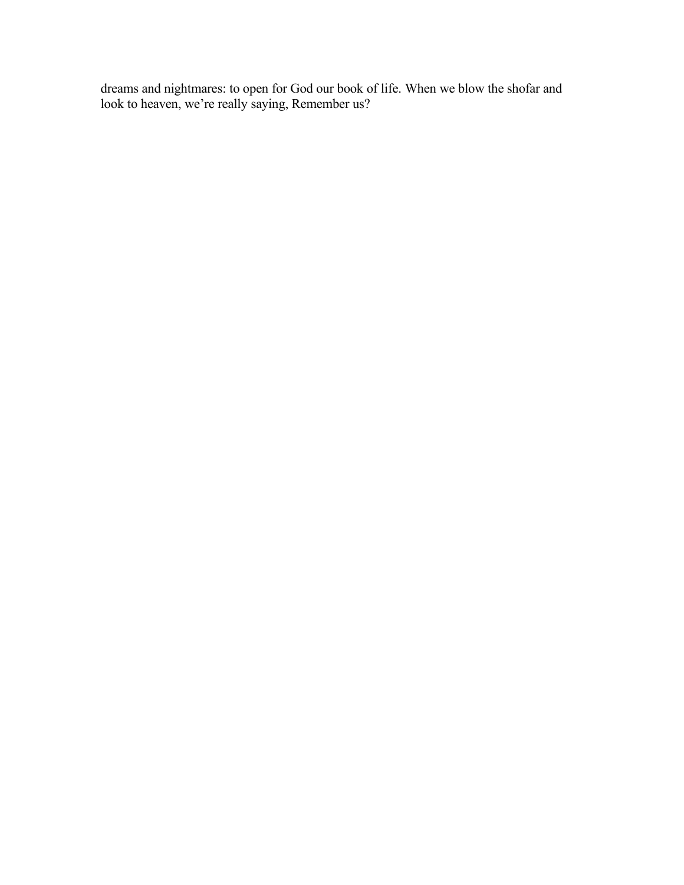dreams and nightmares: to open for God our book of life. When we blow the shofar and look to heaven, we're really saying, Remember us?